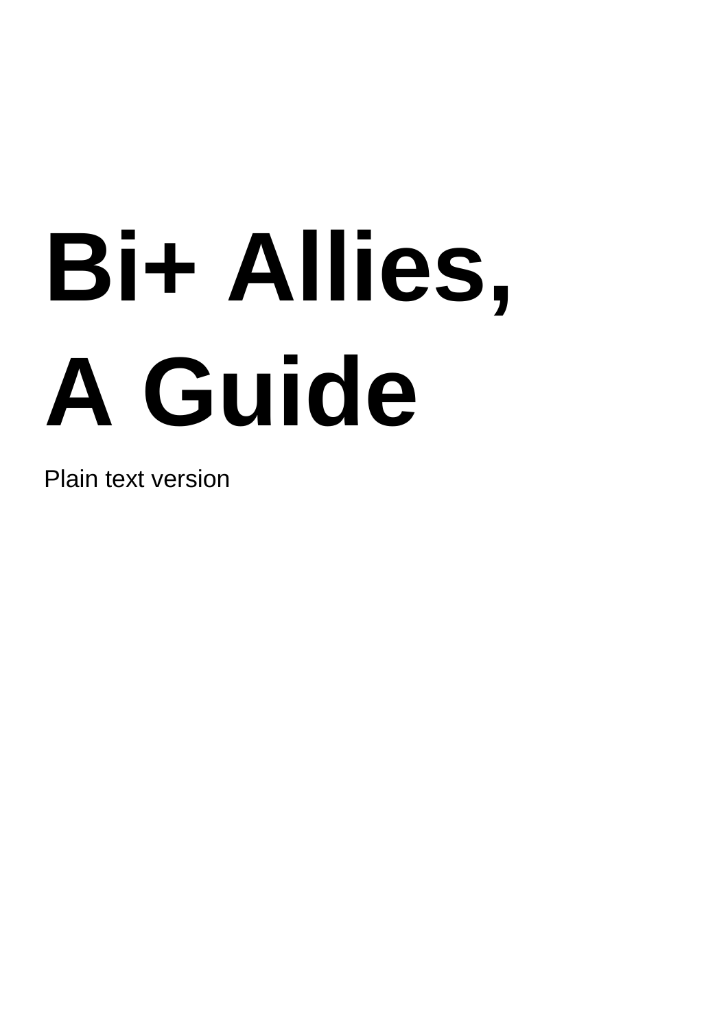# Bi+ Allies, A Guide

Plain text version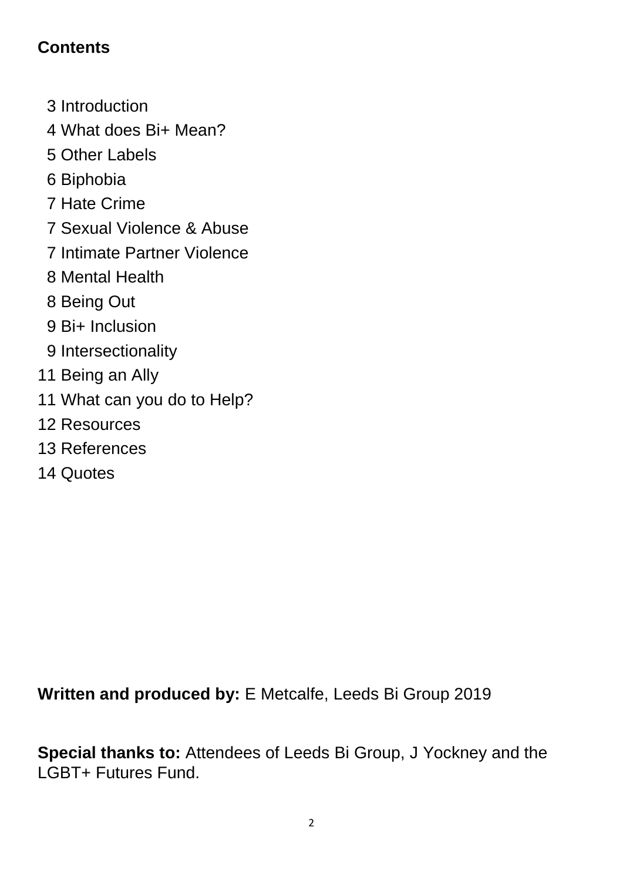## Contents

- 3 Introduction
- 4 What does Bi+ Mean?
- 5 Other Labels
- 6 Biphobia
- 7 Hate Crime
- 7 Sexual Violence & Abuse
- 7 Intimate Partner Violence
- 8 Mental Health
- 8 Being Out
- 9 Bi+ Inclusion
- 9 Intersectionality
- 11 Being an Ally
- 11 What can you do to Help?
- 12 Resources
- 13 References
- 14 Quotes

**Written and produced by:** E Metcalfe, Leeds Bi Group 2019

**Special thanks to:** Attendees of Leeds Bi Group, J Yockney and the LGBT+ Futures Fund.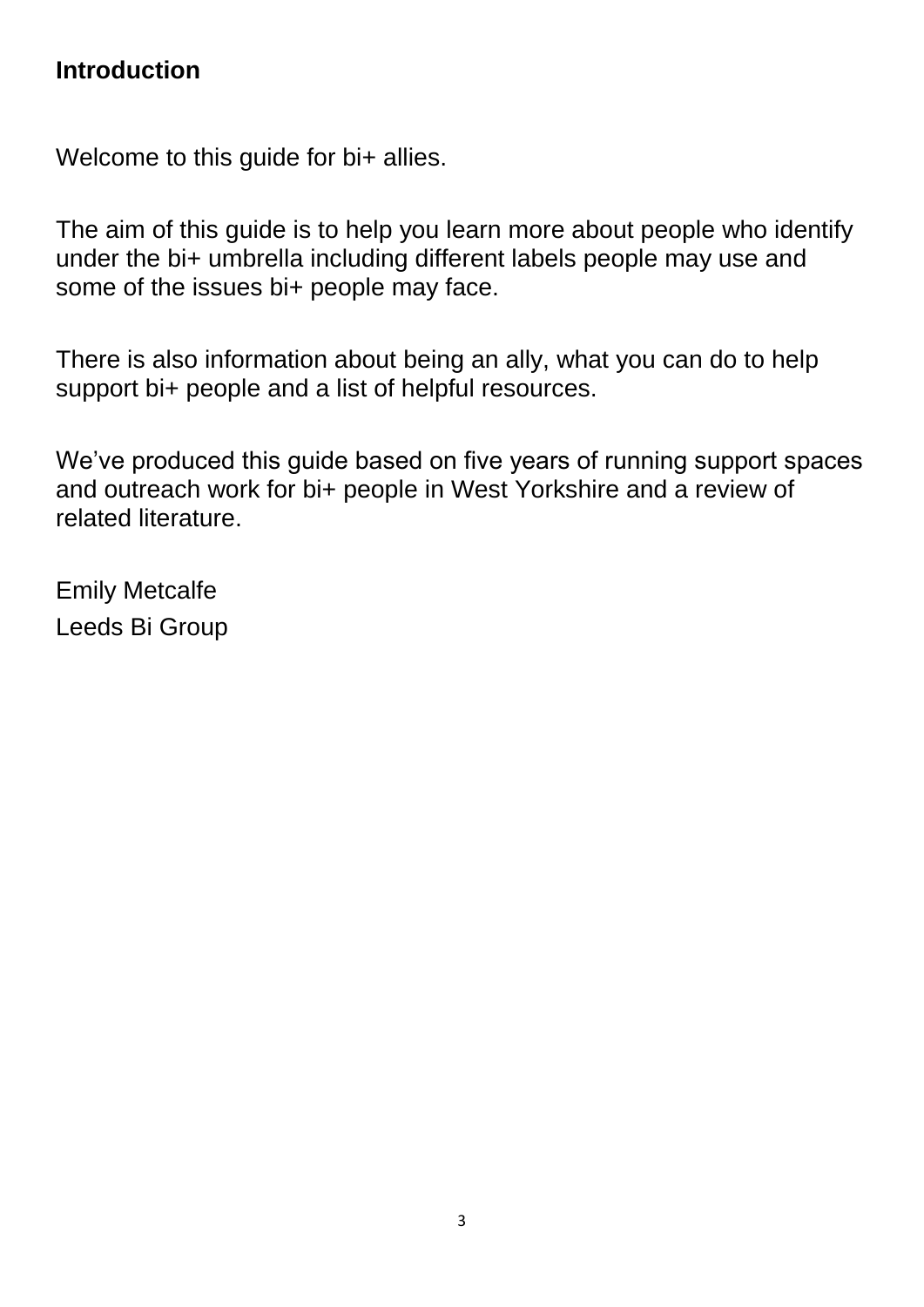## Introduction

Welcome to this guide for bi+ allies.

The aim of this guide is to help you learn more about people who identify under the bi+ umbrella including different labels people may use and some of the issues bi+ people may face.

There is also information about being an ally, what you can do to help support bi+ people and a list of helpful resources.

We've produced this guide based on five years of running support spaces and outreach work for bi+ people in West Yorkshire and a review of related literature.

Emily Metcalfe
Leeds Bi Group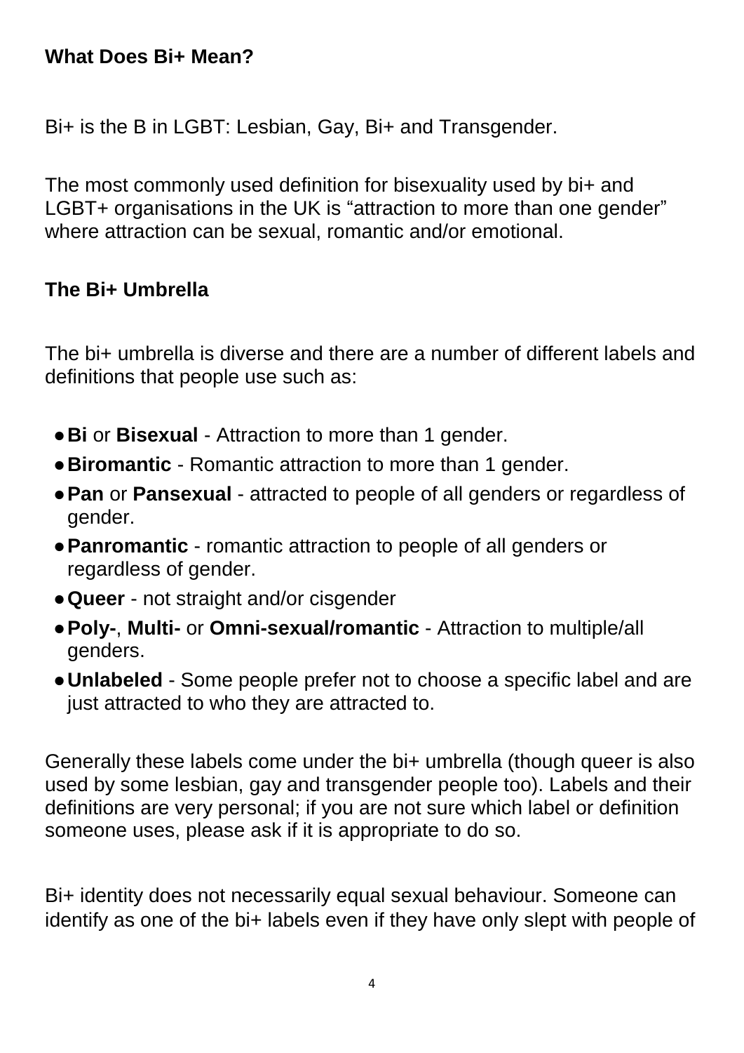## What Does Bi+ Mean?

Bi+ is the B in LGBT: Lesbian, Gay, Bi+ and Transgender.

The most commonly used definition for bisexuality used by bi+ and LGBT+ organisations in the UK is “attraction to more than one gender” where attraction can be sexual, romantic and/or emotional.

## The Bi+ Umbrella

The bi+ umbrella is diverse and there are a number of different labels and definitions that people use such as:

- **Bi** or **Bisexual** - Attraction to more than 1 gender.
- **Biromantic** - Romantic attraction to more than 1 gender.
- **Pan** or **Pansexual** - attracted to people of all genders or regardless of gender.
- **Panromantic** - romantic attraction to people of all genders or regardless of gender.
- **Queer** - not straight and/or cisgender
- **Poly-**, **Multi-** or **Omni-sexual/romantic** - Attraction to multiple/all genders.
- **Unlabeled** - Some people prefer not to choose a specific label and are just attracted to who they are attracted to.

Generally these labels come under the bi+ umbrella (though queer is also used by some lesbian, gay and transgender people too). Labels and their definitions are very personal; if you are not sure which label or definition someone uses, please ask if it is appropriate to do so.

Bi+ identity does not necessarily equal sexual behaviour. Someone can identify as one of the bi+ labels even if they have only slept with people of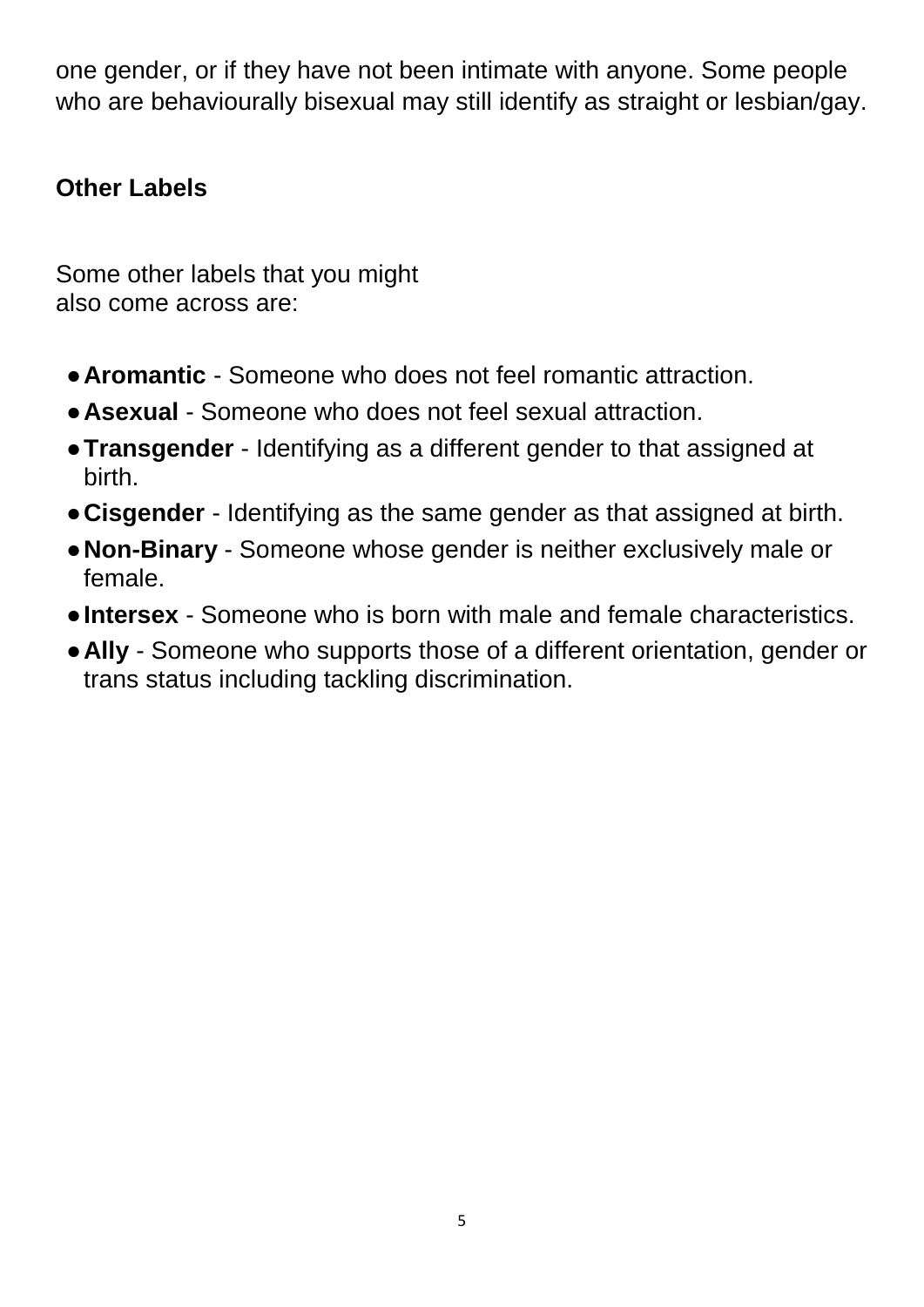one gender, or if they have not been intimate with anyone. Some people who are behaviourally bisexual may still identify as straight or lesbian/gay.

**Other Labels**

Some other labels that you might also come across are:

- **Aromantic** - Someone who does not feel romantic attraction.
- **Asexual** - Someone who does not feel sexual attraction.
- **Transgender** - Identifying as a different gender to that assigned at birth.
- **Cisgender** - Identifying as the same gender as that assigned at birth.
- **Non-Binary** - Someone whose gender is neither exclusively male or female.
- **Intersex** - Someone who is born with male and female characteristics.
- **Ally** - Someone who supports those of a different orientation, gender or trans status including tackling discrimination.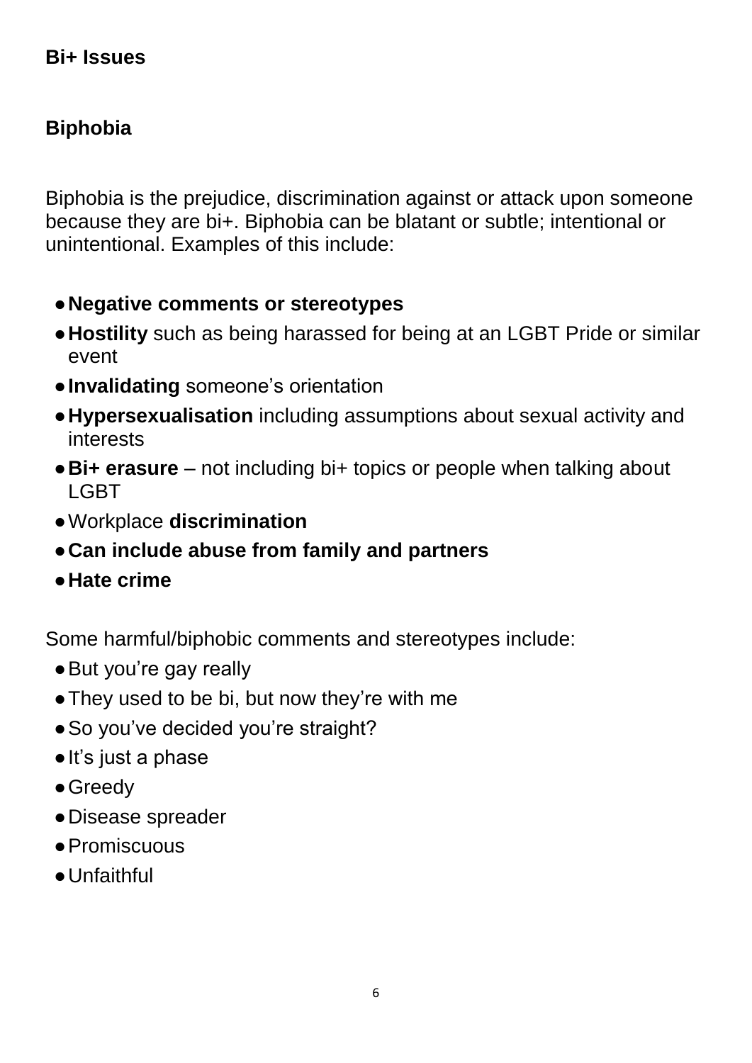## Bi+ Issues

### Biphobia

Biphobia is the prejudice, discrimination against or attack upon someone because they are bi+. Biphobia can be blatant or subtle; intentional or unintentional. Examples of this include:

- **Negative comments or stereotypes**
- **Hostility** such as being harassed for being at an LGBT Pride or similar event
- **Invalidating** someone's orientation
- **Hypersexualisation** including assumptions about sexual activity and interests
- **Bi+ erasure** – not including bi+ topics or people when talking about LGBT
- Workplace **discrimination**
- **Can include abuse from family and partners**
- **Hate crime**

Some harmful/biphobic comments and stereotypes include:

- But you're gay really
- They used to be bi, but now they're with me
- So you've decided you're straight?
- It's just a phase
- Greedy
- Disease spreader
- Promiscuous
- Unfaithful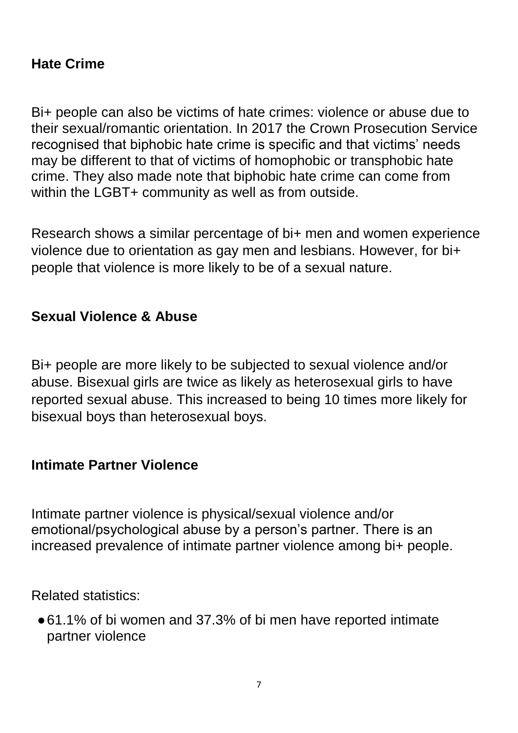## Hate Crime

Bi+ people can also be victims of hate crimes: violence or abuse due to their sexual/romantic orientation. In 2017 the Crown Prosecution Service recognised that biphobic hate crime is specific and that victims' needs may be different to that of victims of homophobic or transphobic hate crime. They also made note that biphobic hate crime can come from within the LGBT+ community as well as from outside.

Research shows a similar percentage of bi+ men and women experience violence due to orientation as gay men and lesbians. However, for bi+ people that violence is more likely to be of a sexual nature.

## Sexual Violence & Abuse

Bi+ people are more likely to be subjected to sexual violence and/or abuse. Bisexual girls are twice as likely as heterosexual girls to have reported sexual abuse. This increased to being 10 times more likely for bisexual boys than heterosexual boys.

## Intimate Partner Violence

Intimate partner violence is physical/sexual violence and/or emotional/psychological abuse by a person's partner. There is an increased prevalence of intimate partner violence among bi+ people.

Related statistics:

- 61.1% of bi women and 37.3% of bi men have reported intimate partner violence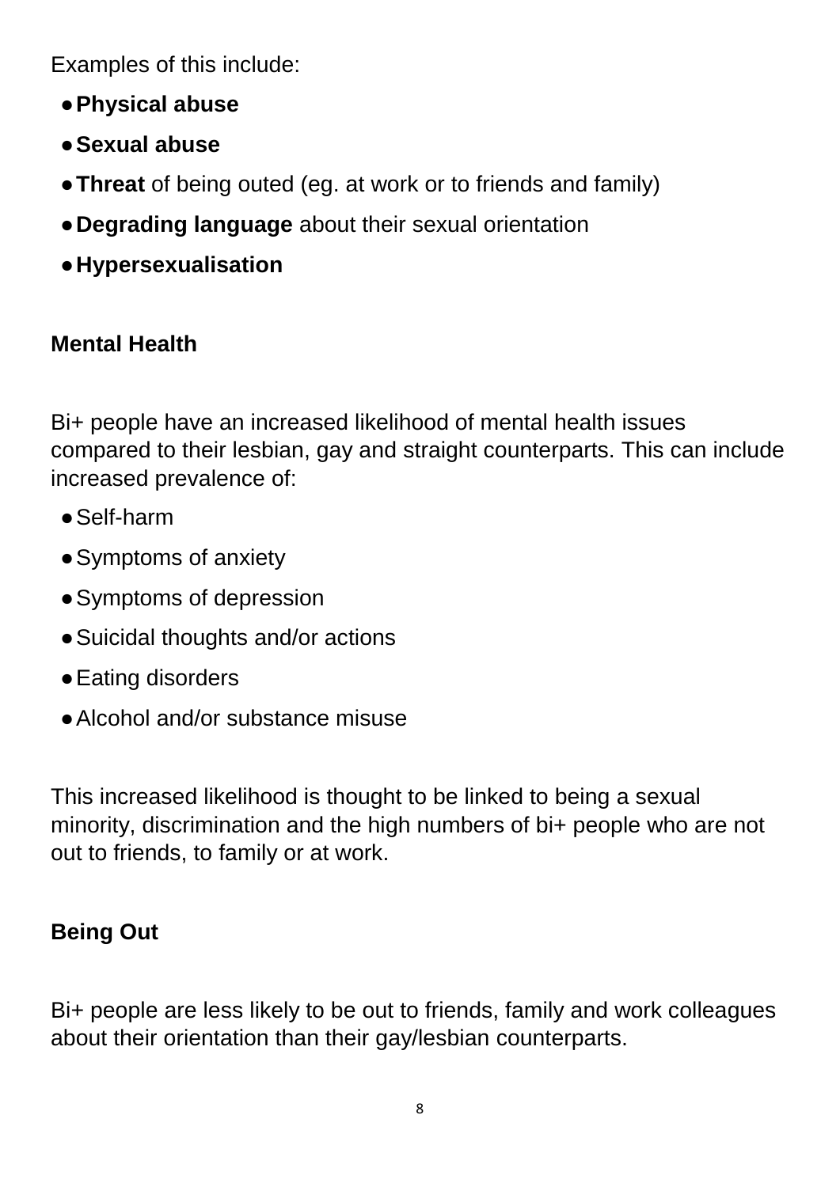Examples of this include:

- **Physical abuse**
- **Sexual abuse**
- **Threat** of being outed (eg. at work or to friends and family)
- **Degrading language** about their sexual orientation
- **Hypersexualisation**

## Mental Health

Bi+ people have an increased likelihood of mental health issues compared to their lesbian, gay and straight counterparts. This can include increased prevalence of:

- Self-harm
- Symptoms of anxiety
- Symptoms of depression
- Suicidal thoughts and/or actions
- Eating disorders
- Alcohol and/or substance misuse

This increased likelihood is thought to be linked to being a sexual minority, discrimination and the high numbers of bi+ people who are not out to friends, to family or at work.

## Being Out

Bi+ people are less likely to be out to friends, family and work colleagues about their orientation than their gay/lesbian counterparts.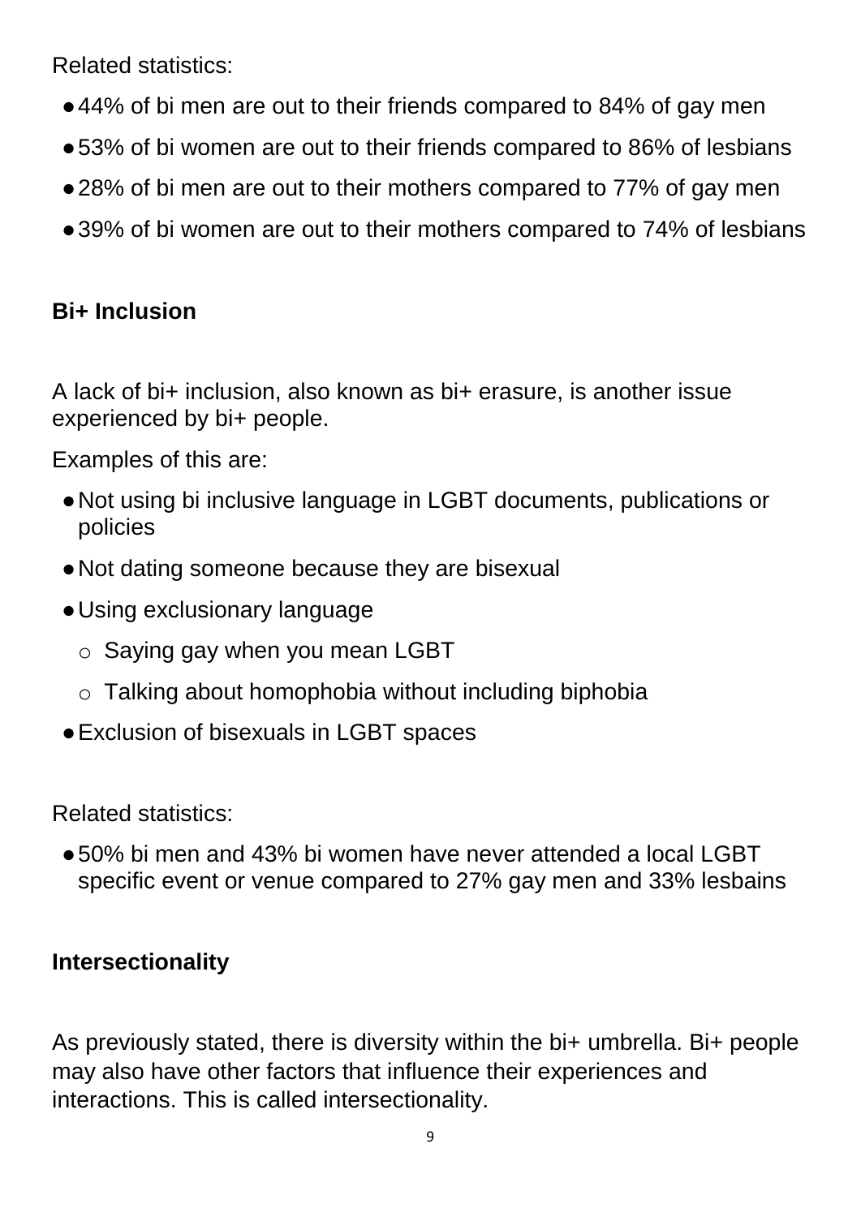Related statistics:

- 44% of bi men are out to their friends compared to 84% of gay men
- 53% of bi women are out to their friends compared to 86% of lesbians
- 28% of bi men are out to their mothers compared to 77% of gay men
- 39% of bi women are out to their mothers compared to 74% of lesbians

**Bi+ Inclusion**

A lack of bi+ inclusion, also known as bi+ erasure, is another issue experienced by bi+ people.

Examples of this are:

- Not using bi inclusive language in LGBT documents, publications or policies
- Not dating someone because they are bisexual
- Using exclusionary language
    - Saying gay when you mean LGBT
    - Talking about homophobia without including biphobia
- Exclusion of bisexuals in LGBT spaces

Related statistics:

- 50% bi men and 43% bi women have never attended a local LGBT specific event or venue compared to 27% gay men and 33% lesbains

**Intersectionality**

As previously stated, there is diversity within the bi+ umbrella. Bi+ people may also have other factors that influence their experiences and interactions. This is called intersectionality.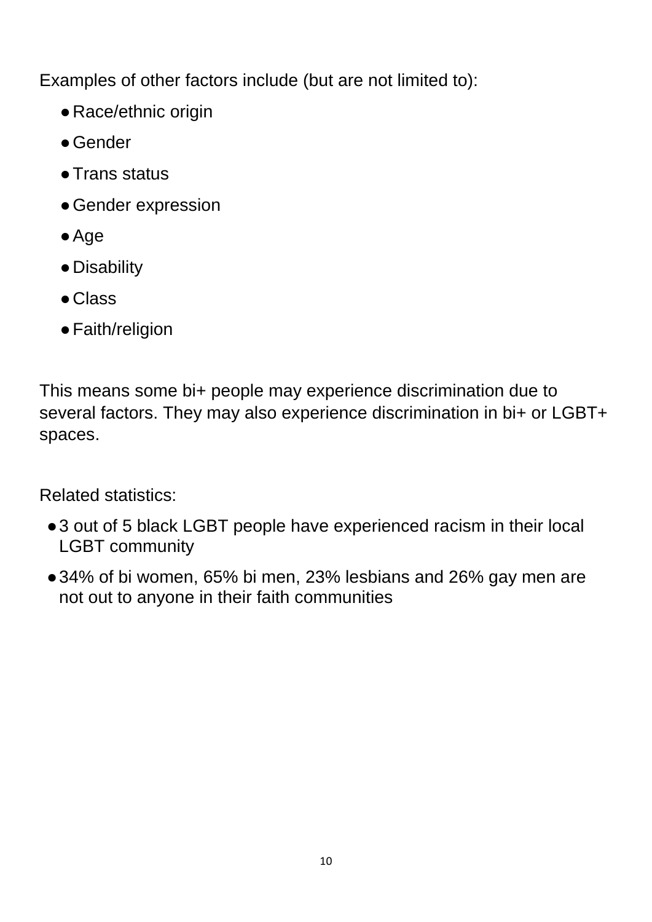Examples of other factors include (but are not limited to):

- Race/ethnic origin
- Gender
- Trans status
- Gender expression
- Age
- Disability
- Class
- Faith/religion

This means some bi+ people may experience discrimination due to several factors. They may also experience discrimination in bi+ or LGBT+ spaces.

Related statistics:

- 3 out of 5 black LGBT people have experienced racism in their local LGBT community
- 34% of bi women, 65% bi men, 23% lesbians and 26% gay men are not out to anyone in their faith communities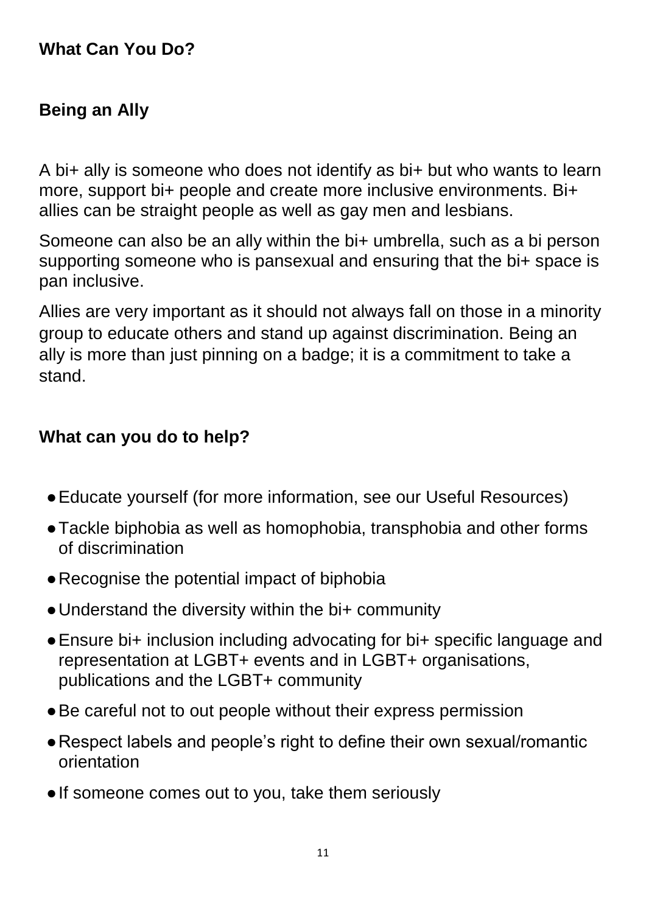## What Can You Do?

### Being an Ally

A bi+ ally is someone who does not identify as bi+ but who wants to learn more, support bi+ people and create more inclusive environments. Bi+ allies can be straight people as well as gay men and lesbians.

Someone can also be an ally within the bi+ umbrella, such as a bi person supporting someone who is pansexual and ensuring that the bi+ space is pan inclusive.

Allies are very important as it should not always fall on those in a minority group to educate others and stand up against discrimination. Being an ally is more than just pinning on a badge; it is a commitment to take a stand.

### What can you do to help?

- Educate yourself (for more information, see our Useful Resources)
- Tackle biphobia as well as homophobia, transphobia and other forms of discrimination
- Recognise the potential impact of biphobia
- Understand the diversity within the bi+ community
- Ensure bi+ inclusion including advocating for bi+ specific language and representation at LGBT+ events and in LGBT+ organisations, publications and the LGBT+ community
- Be careful not to out people without their express permission
- Respect labels and people's right to define their own sexual/romantic orientation
- If someone comes out to you, take them seriously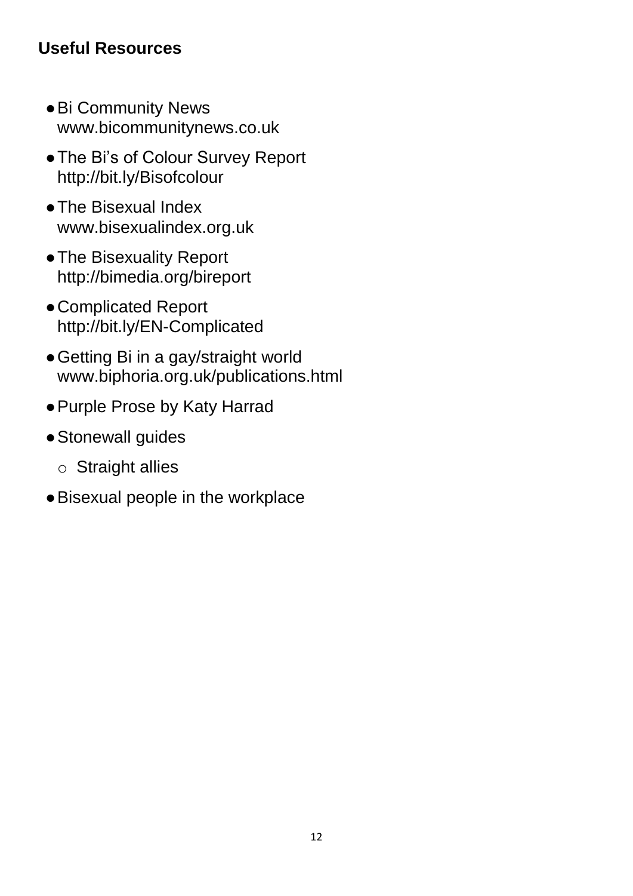## Useful Resources

- Bi Community News
  www.bicommunitynews.co.uk
- The Bi's of Colour Survey Report
  http://bit.ly/Bisofcolour
- The Bisexual Index
  www.bisexualindex.org.uk
- The Bisexuality Report
  http://bimedia.org/bireport
- Complicated Report
  http://bit.ly/EN-Complicated
- Getting Bi in a gay/straight world
  www.biphoria.org.uk/publications.html
- Purple Prose by Katy Harrad
- Stonewall guides
  - Straight allies
- Bisexual people in the workplace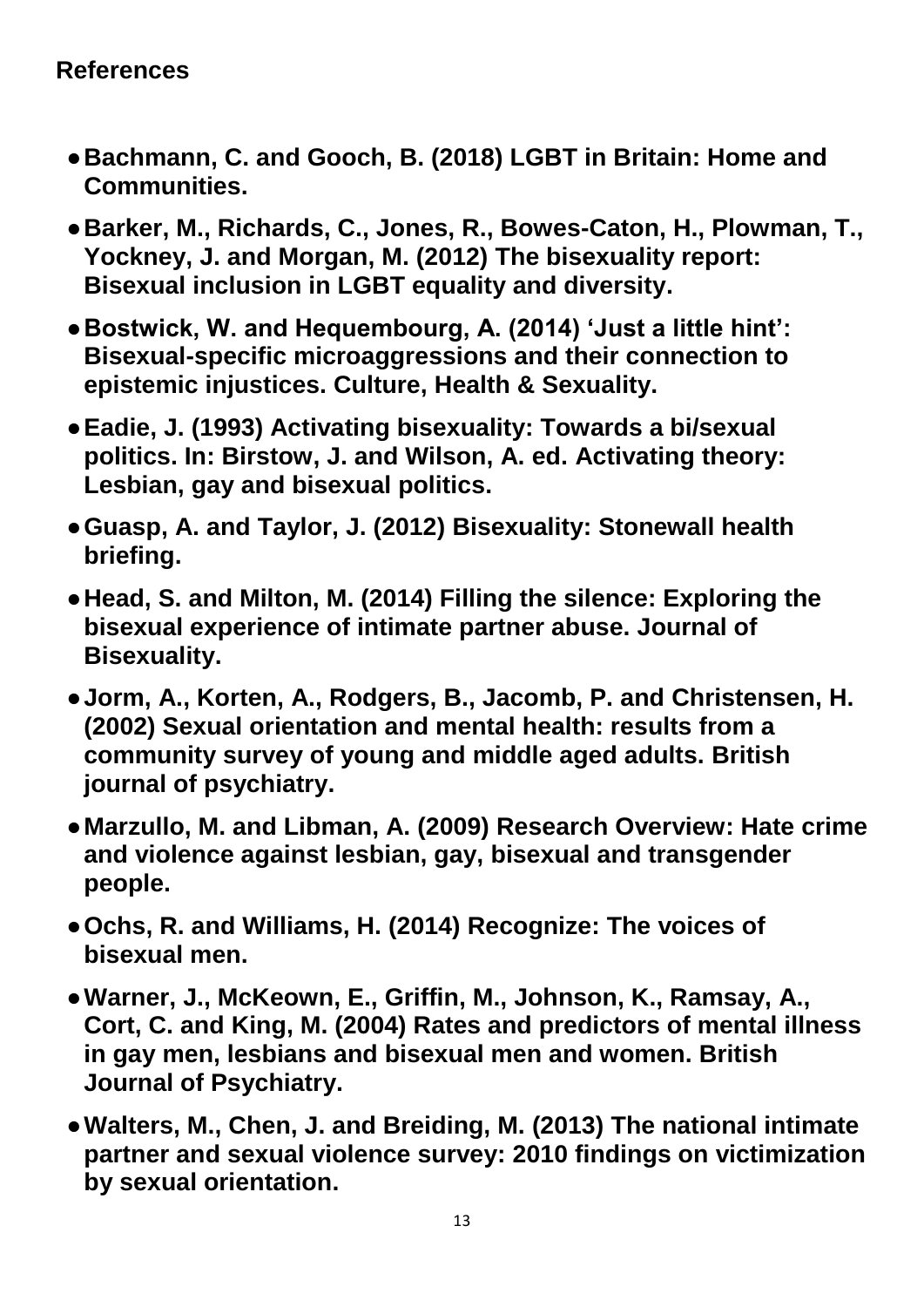## References

- **Bachmann, C. and Gooch, B. (2018) LGBT in Britain: Home and Communities.**
- **Barker, M., Richards, C., Jones, R., Bowes-Caton, H., Plowman, T., Yockney, J. and Morgan, M. (2012) The bisexuality report: Bisexual inclusion in LGBT equality and diversity.**
- **Bostwick, W. and Hequembourg, A. (2014) 'Just a little hint': Bisexual-specific microaggressions and their connection to epistemic injustices. Culture, Health & Sexuality.**
- **Eadie, J. (1993) Activating bisexuality: Towards a bi/sexual politics. In: Birstow, J. and Wilson, A. ed. Activating theory: Lesbian, gay and bisexual politics.**
- **Guasp, A. and Taylor, J. (2012) Bisexuality: Stonewall health briefing.**
- **Head, S. and Milton, M. (2014) Filling the silence: Exploring the bisexual experience of intimate partner abuse. Journal of Bisexuality.**
- **Jorm, A., Korten, A., Rodgers, B., Jacomb, P. and Christensen, H. (2002) Sexual orientation and mental health: results from a community survey of young and middle aged adults. British journal of psychiatry.**
- **Marzullo, M. and Libman, A. (2009) Research Overview: Hate crime and violence against lesbian, gay, bisexual and transgender people.**
- **Ochs, R. and Williams, H. (2014) Recognize: The voices of bisexual men.**
- **Warner, J., McKeown, E., Griffin, M., Johnson, K., Ramsay, A., Cort, C. and King, M. (2004) Rates and predictors of mental illness in gay men, lesbians and bisexual men and women. British Journal of Psychiatry.**
- **Walters, M., Chen, J. and Breiding, M. (2013) The national intimate partner and sexual violence survey: 2010 findings on victimization by sexual orientation.**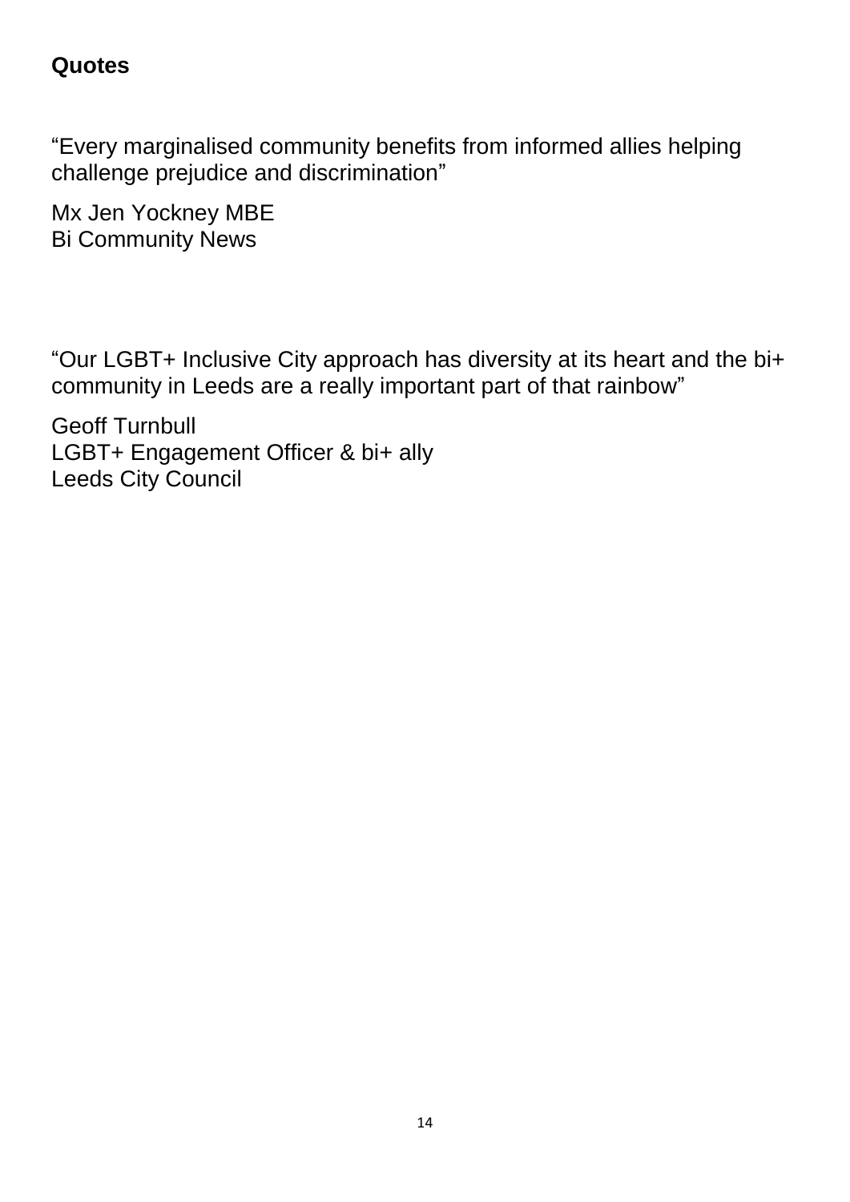## Quotes

“Every marginalised community benefits from informed allies helping challenge prejudice and discrimination”

Mx Jen Yockney MBE
Bi Community News

“Our LGBT+ Inclusive City approach has diversity at its heart and the bi+ community in Leeds are a really important part of that rainbow”

Geoff Turnbull
LGBT+ Engagement Officer & bi+ ally
Leeds City Council